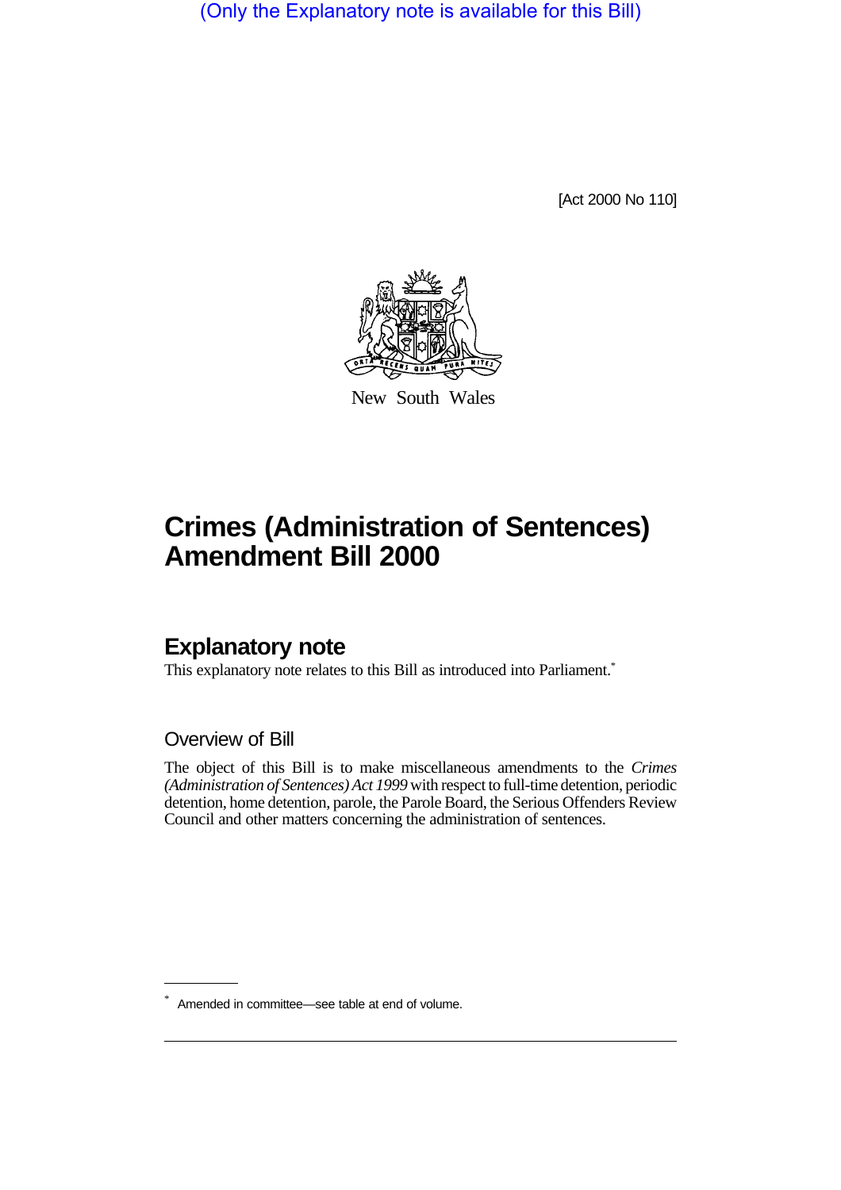(Only the Explanatory note is available for this Bill)

[Act 2000 No 110]

New South Wales

# Crimes (Administration of Sentences) Amendment Bill 2000

## Explanatory note

This explanatory note relates to this Bill as introduced into Parliament.*

### Overview of Bill

The object of this Bill is to make miscellaneous amendments to the *Crimes (Administration of Sentences) Act 1999* with respect to full-time detention, periodic detention, home detention, parole, the Parole Board, the Serious Offenders Review Council and other matters concerning the administration of sentences.

---

* Amended in committee—see table at end of volume.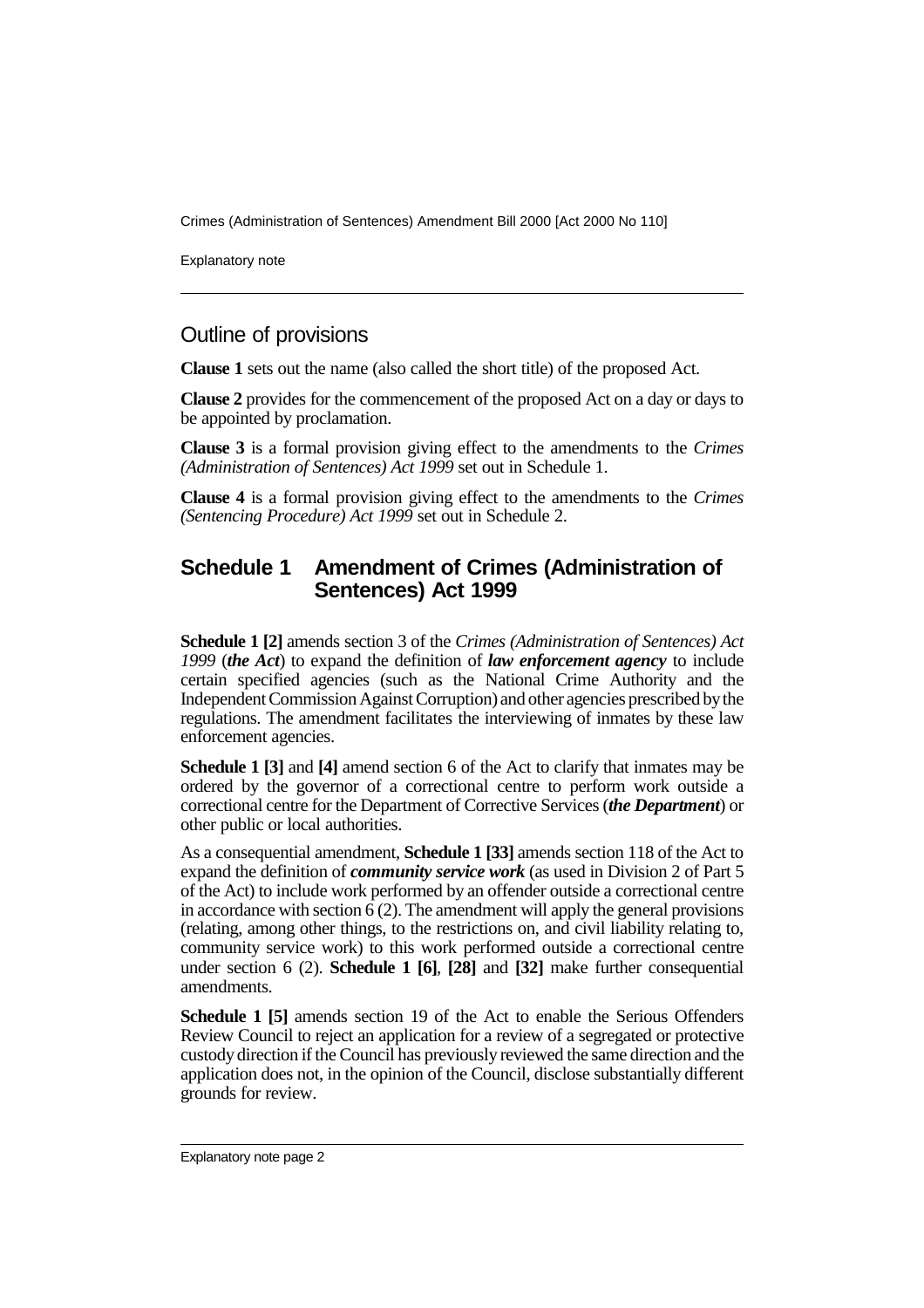## Outline of provisions

**Clause 1** sets out the name (also called the short title) of the proposed Act.

**Clause 2** provides for the commencement of the proposed Act on a day or days to be appointed by proclamation.

**Clause 3** is a formal provision giving effect to the amendments to the *Crimes (Administration of Sentences) Act 1999* set out in Schedule 1.

**Clause 4** is a formal provision giving effect to the amendments to the *Crimes (Sentencing Procedure) Act 1999* set out in Schedule 2.

## Schedule 1 Amendment of Crimes (Administration of Sentences) Act 1999

**Schedule 1 [2]** amends section 3 of the *Crimes (Administration of Sentences) Act 1999* (***the Act***) to expand the definition of ***law enforcement agency*** to include certain specified agencies (such as the National Crime Authority and the Independent Commission Against Corruption) and other agencies prescribed by the regulations. The amendment facilitates the interviewing of inmates by these law enforcement agencies.

**Schedule 1 [3]** and **[4]** amend section 6 of the Act to clarify that inmates may be ordered by the governor of a correctional centre to perform work outside a correctional centre for the Department of Corrective Services (***the Department***) or other public or local authorities.

As a consequential amendment, **Schedule 1 [33]** amends section 118 of the Act to expand the definition of ***community service work*** (as used in Division 2 of Part 5 of the Act) to include work performed by an offender outside a correctional centre in accordance with section 6 (2). The amendment will apply the general provisions (relating, among other things, to the restrictions on, and civil liability relating to, community service work) to this work performed outside a correctional centre under section 6 (2). **Schedule 1 [6]**, **[28]** and **[32]** make further consequential amendments.

**Schedule 1 [5]** amends section 19 of the Act to enable the Serious Offenders Review Council to reject an application for a review of a segregated or protective custody direction if the Council has previously reviewed the same direction and the application does not, in the opinion of the Council, disclose substantially different grounds for review.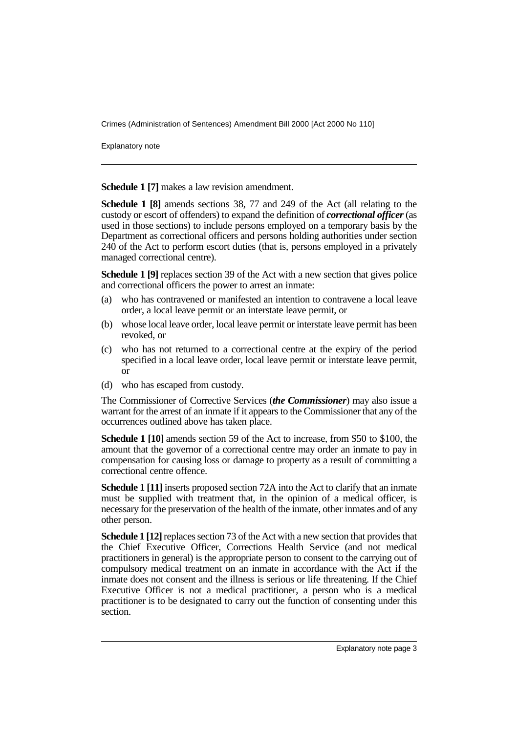**Schedule 1 [7]** makes a law revision amendment.

**Schedule 1 [8]** amends sections 38, 77 and 249 of the Act (all relating to the custody or escort of offenders) to expand the definition of ***correctional officer*** (as used in those sections) to include persons employed on a temporary basis by the Department as correctional officers and persons holding authorities under section 240 of the Act to perform escort duties (that is, persons employed in a privately managed correctional centre).

**Schedule 1 [9]** replaces section 39 of the Act with a new section that gives police and correctional officers the power to arrest an inmate:

(a) who has contravened or manifested an intention to contravene a local leave order, a local leave permit or an interstate leave permit, or

(b) whose local leave order, local leave permit or interstate leave permit has been revoked, or

(c) who has not returned to a correctional centre at the expiry of the period specified in a local leave order, local leave permit or interstate leave permit, or

(d) who has escaped from custody.

The Commissioner of Corrective Services (***the Commissioner***) may also issue a warrant for the arrest of an inmate if it appears to the Commissioner that any of the occurrences outlined above has taken place.

**Schedule 1 [10]** amends section 59 of the Act to increase, from $50 to $100, the amount that the governor of a correctional centre may order an inmate to pay in compensation for causing loss or damage to property as a result of committing a correctional centre offence.

**Schedule 1 [11]** inserts proposed section 72A into the Act to clarify that an inmate must be supplied with treatment that, in the opinion of a medical officer, is necessary for the preservation of the health of the inmate, other inmates and of any other person.

**Schedule 1 [12]** replaces section 73 of the Act with a new section that provides that the Chief Executive Officer, Corrections Health Service (and not medical practitioners in general) is the appropriate person to consent to the carrying out of compulsory medical treatment on an inmate in accordance with the Act if the inmate does not consent and the illness is serious or life threatening. If the Chief Executive Officer is not a medical practitioner, a person who is a medical practitioner is to be designated to carry out the function of consenting under this section.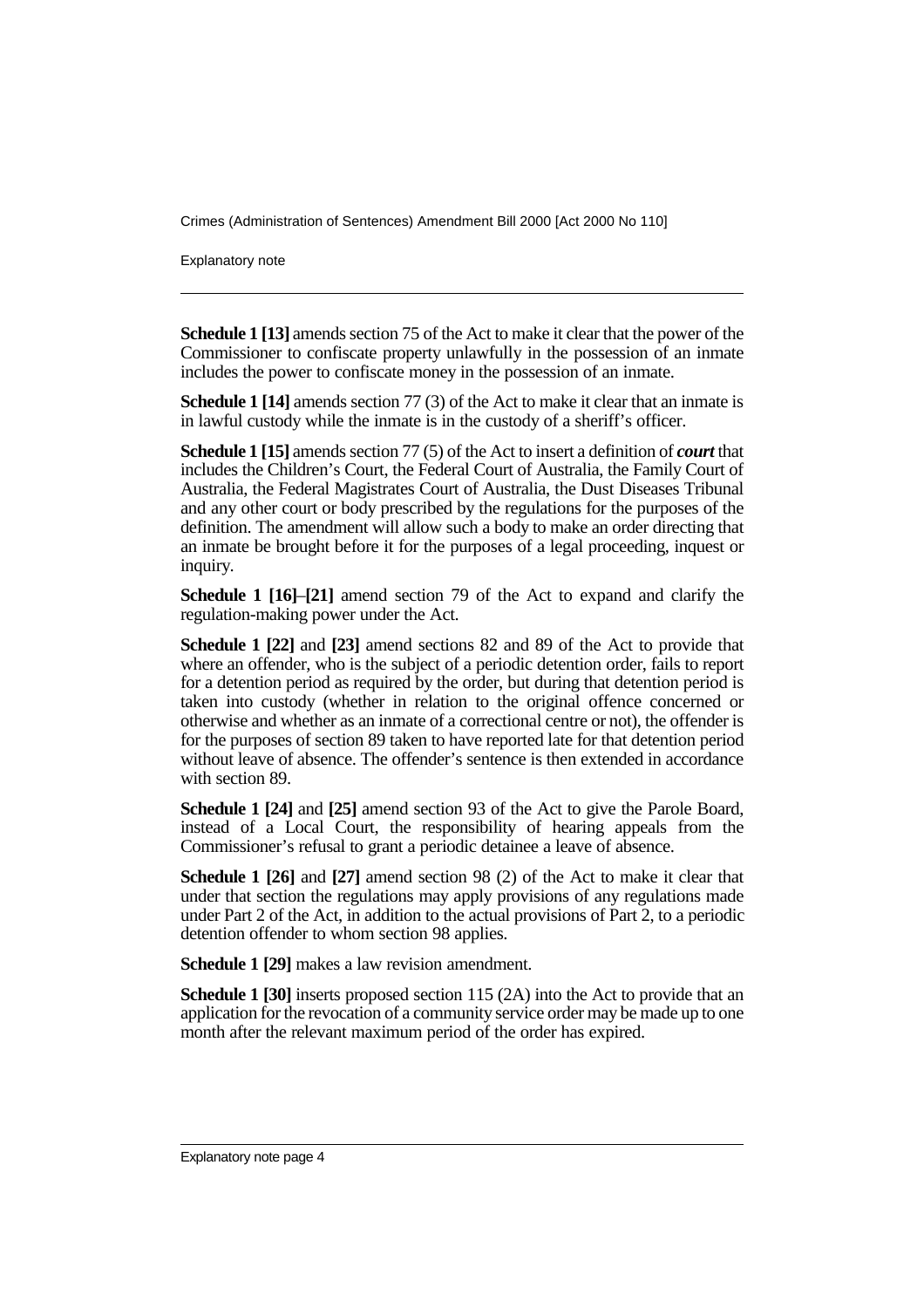**Schedule 1 [13]** amends section 75 of the Act to make it clear that the power of the Commissioner to confiscate property unlawfully in the possession of an inmate includes the power to confiscate money in the possession of an inmate.

**Schedule 1 [14]** amends section 77 (3) of the Act to make it clear that an inmate is in lawful custody while the inmate is in the custody of a sheriff's officer.

**Schedule 1 [15]** amends section 77 (5) of the Act to insert a definition of ***court*** that includes the Children's Court, the Federal Court of Australia, the Family Court of Australia, the Federal Magistrates Court of Australia, the Dust Diseases Tribunal and any other court or body prescribed by the regulations for the purposes of the definition. The amendment will allow such a body to make an order directing that an inmate be brought before it for the purposes of a legal proceeding, inquest or inquiry.

**Schedule 1 [16]–[21]** amend section 79 of the Act to expand and clarify the regulation-making power under the Act.

**Schedule 1 [22]** and **[23]** amend sections 82 and 89 of the Act to provide that where an offender, who is the subject of a periodic detention order, fails to report for a detention period as required by the order, but during that detention period is taken into custody (whether in relation to the original offence concerned or otherwise and whether as an inmate of a correctional centre or not), the offender is for the purposes of section 89 taken to have reported late for that detention period without leave of absence. The offender's sentence is then extended in accordance with section 89.

**Schedule 1 [24]** and **[25]** amend section 93 of the Act to give the Parole Board, instead of a Local Court, the responsibility of hearing appeals from the Commissioner's refusal to grant a periodic detainee a leave of absence.

**Schedule 1 [26]** and **[27]** amend section 98 (2) of the Act to make it clear that under that section the regulations may apply provisions of any regulations made under Part 2 of the Act, in addition to the actual provisions of Part 2, to a periodic detention offender to whom section 98 applies.

**Schedule 1 [29]** makes a law revision amendment.

**Schedule 1 [30]** inserts proposed section 115 (2A) into the Act to provide that an application for the revocation of a community service order may be made up to one month after the relevant maximum period of the order has expired.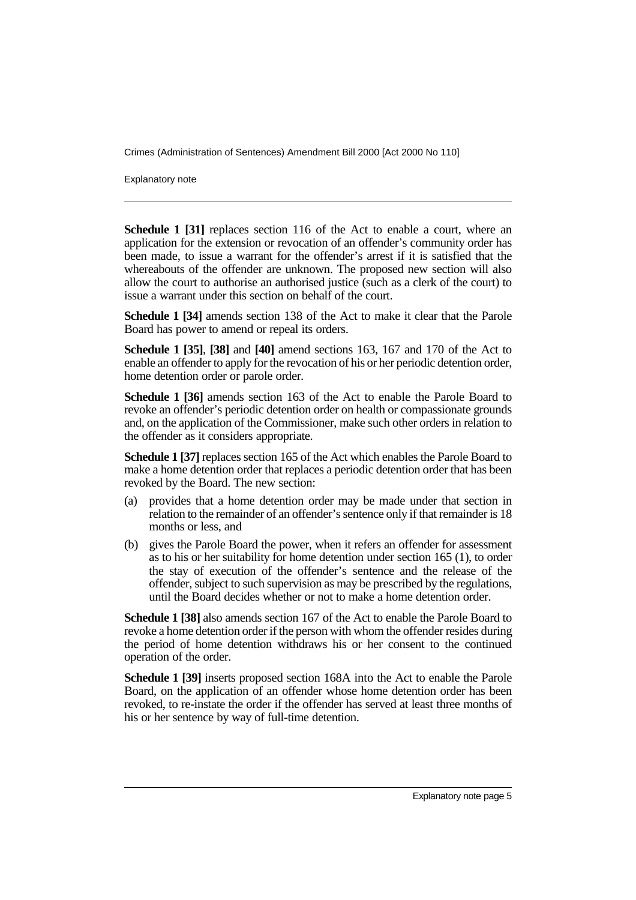**Schedule 1 [31]** replaces section 116 of the Act to enable a court, where an application for the extension or revocation of an offender's community order has been made, to issue a warrant for the offender's arrest if it is satisfied that the whereabouts of the offender are unknown. The proposed new section will also allow the court to authorise an authorised justice (such as a clerk of the court) to issue a warrant under this section on behalf of the court.

**Schedule 1 [34]** amends section 138 of the Act to make it clear that the Parole Board has power to amend or repeal its orders.

**Schedule 1 [35]**, **[38]** and **[40]** amend sections 163, 167 and 170 of the Act to enable an offender to apply for the revocation of his or her periodic detention order, home detention order or parole order.

**Schedule 1 [36]** amends section 163 of the Act to enable the Parole Board to revoke an offender's periodic detention order on health or compassionate grounds and, on the application of the Commissioner, make such other orders in relation to the offender as it considers appropriate.

**Schedule 1 [37]** replaces section 165 of the Act which enables the Parole Board to make a home detention order that replaces a periodic detention order that has been revoked by the Board. The new section:

(a) provides that a home detention order may be made under that section in relation to the remainder of an offender's sentence only if that remainder is 18 months or less, and

(b) gives the Parole Board the power, when it refers an offender for assessment as to his or her suitability for home detention under section 165 (1), to order the stay of execution of the offender's sentence and the release of the offender, subject to such supervision as may be prescribed by the regulations, until the Board decides whether or not to make a home detention order.

**Schedule 1 [38]** also amends section 167 of the Act to enable the Parole Board to revoke a home detention order if the person with whom the offender resides during the period of home detention withdraws his or her consent to the continued operation of the order.

**Schedule 1 [39]** inserts proposed section 168A into the Act to enable the Parole Board, on the application of an offender whose home detention order has been revoked, to re-instate the order if the offender has served at least three months of his or her sentence by way of full-time detention.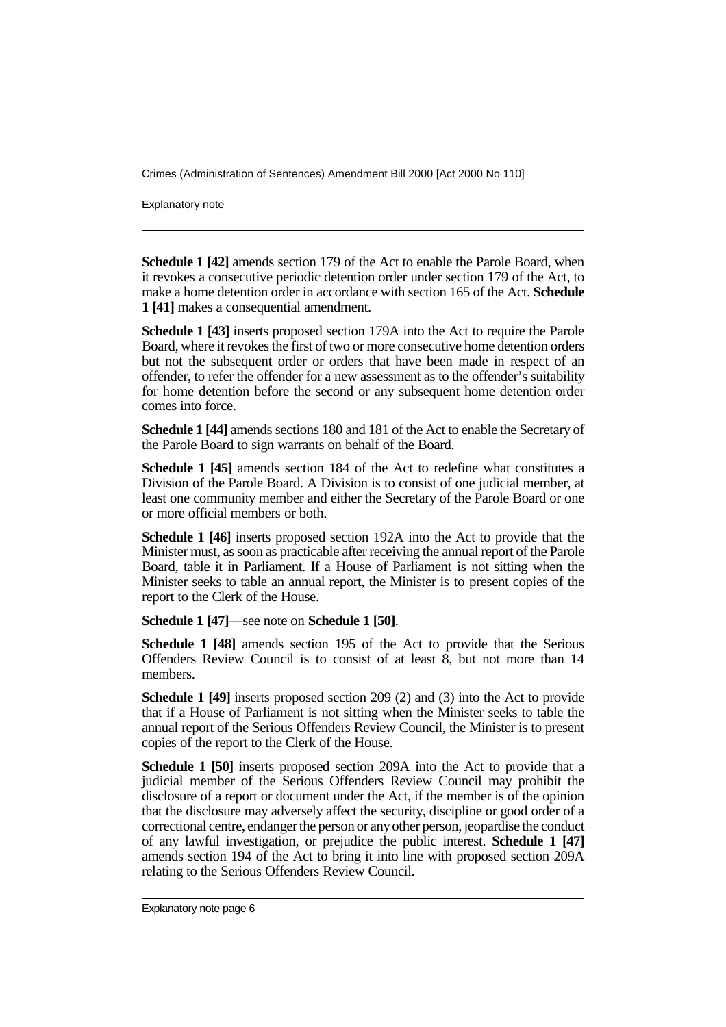**Schedule 1 [42]** amends section 179 of the Act to enable the Parole Board, when it revokes a consecutive periodic detention order under section 179 of the Act, to make a home detention order in accordance with section 165 of the Act. **Schedule 1 [41]** makes a consequential amendment.

**Schedule 1 [43]** inserts proposed section 179A into the Act to require the Parole Board, where it revokes the first of two or more consecutive home detention orders but not the subsequent order or orders that have been made in respect of an offender, to refer the offender for a new assessment as to the offender's suitability for home detention before the second or any subsequent home detention order comes into force.

**Schedule 1 [44]** amends sections 180 and 181 of the Act to enable the Secretary of the Parole Board to sign warrants on behalf of the Board.

**Schedule 1 [45]** amends section 184 of the Act to redefine what constitutes a Division of the Parole Board. A Division is to consist of one judicial member, at least one community member and either the Secretary of the Parole Board or one or more official members or both.

**Schedule 1 [46]** inserts proposed section 192A into the Act to provide that the Minister must, as soon as practicable after receiving the annual report of the Parole Board, table it in Parliament. If a House of Parliament is not sitting when the Minister seeks to table an annual report, the Minister is to present copies of the report to the Clerk of the House.

**Schedule 1 [47]**—see note on **Schedule 1 [50]**.

**Schedule 1 [48]** amends section 195 of the Act to provide that the Serious Offenders Review Council is to consist of at least 8, but not more than 14 members.

**Schedule 1 [49]** inserts proposed section 209 (2) and (3) into the Act to provide that if a House of Parliament is not sitting when the Minister seeks to table the annual report of the Serious Offenders Review Council, the Minister is to present copies of the report to the Clerk of the House.

**Schedule 1 [50]** inserts proposed section 209A into the Act to provide that a judicial member of the Serious Offenders Review Council may prohibit the disclosure of a report or document under the Act, if the member is of the opinion that the disclosure may adversely affect the security, discipline or good order of a correctional centre, endanger the person or any other person, jeopardise the conduct of any lawful investigation, or prejudice the public interest. **Schedule 1 [47]** amends section 194 of the Act to bring it into line with proposed section 209A relating to the Serious Offenders Review Council.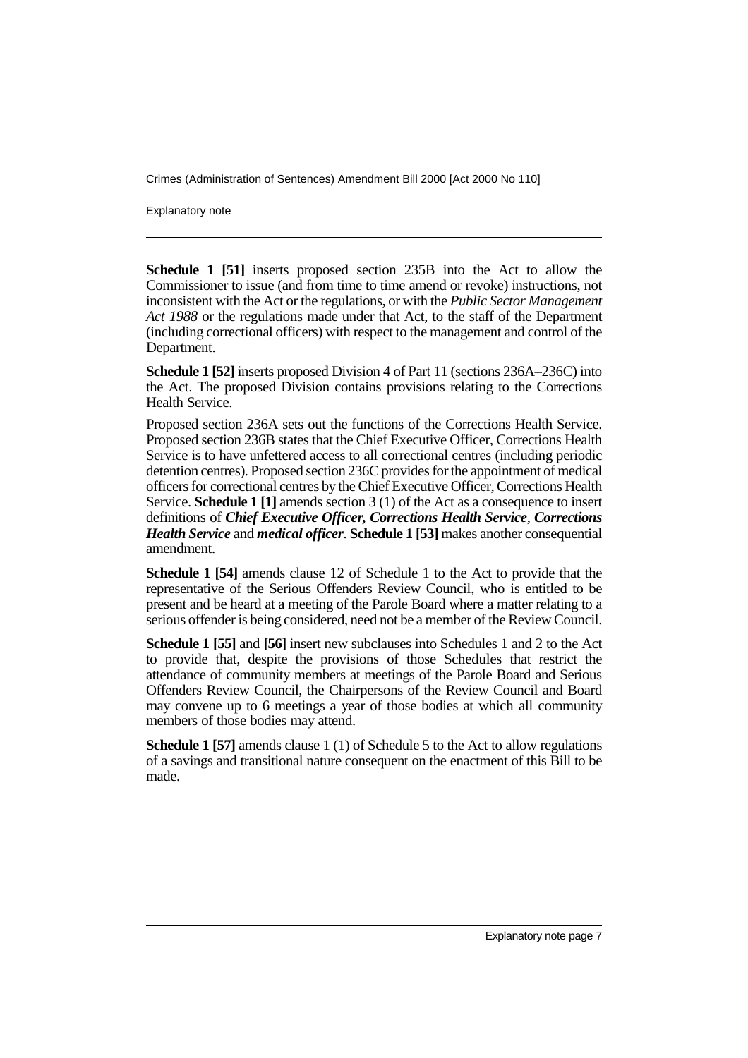**Schedule 1 [51]** inserts proposed section 235B into the Act to allow the Commissioner to issue (and from time to time amend or revoke) instructions, not inconsistent with the Act or the regulations, or with the *Public Sector Management Act 1988* or the regulations made under that Act, to the staff of the Department (including correctional officers) with respect to the management and control of the Department.

**Schedule 1 [52]** inserts proposed Division 4 of Part 11 (sections 236A–236C) into the Act. The proposed Division contains provisions relating to the Corrections Health Service.

Proposed section 236A sets out the functions of the Corrections Health Service. Proposed section 236B states that the Chief Executive Officer, Corrections Health Service is to have unfettered access to all correctional centres (including periodic detention centres). Proposed section 236C provides for the appointment of medical officers for correctional centres by the Chief Executive Officer, Corrections Health Service. **Schedule 1 [1]** amends section 3 (1) of the Act as a consequence to insert definitions of ***Chief Executive Officer, Corrections Health Service***, ***Corrections Health Service*** and ***medical officer***. **Schedule 1 [53]** makes another consequential amendment.

**Schedule 1 [54]** amends clause 12 of Schedule 1 to the Act to provide that the representative of the Serious Offenders Review Council, who is entitled to be present and be heard at a meeting of the Parole Board where a matter relating to a serious offender is being considered, need not be a member of the Review Council.

**Schedule 1 [55]** and **[56]** insert new subclauses into Schedules 1 and 2 to the Act to provide that, despite the provisions of those Schedules that restrict the attendance of community members at meetings of the Parole Board and Serious Offenders Review Council, the Chairpersons of the Review Council and Board may convene up to 6 meetings a year of those bodies at which all community members of those bodies may attend.

**Schedule 1 [57]** amends clause 1 (1) of Schedule 5 to the Act to allow regulations of a savings and transitional nature consequent on the enactment of this Bill to be made.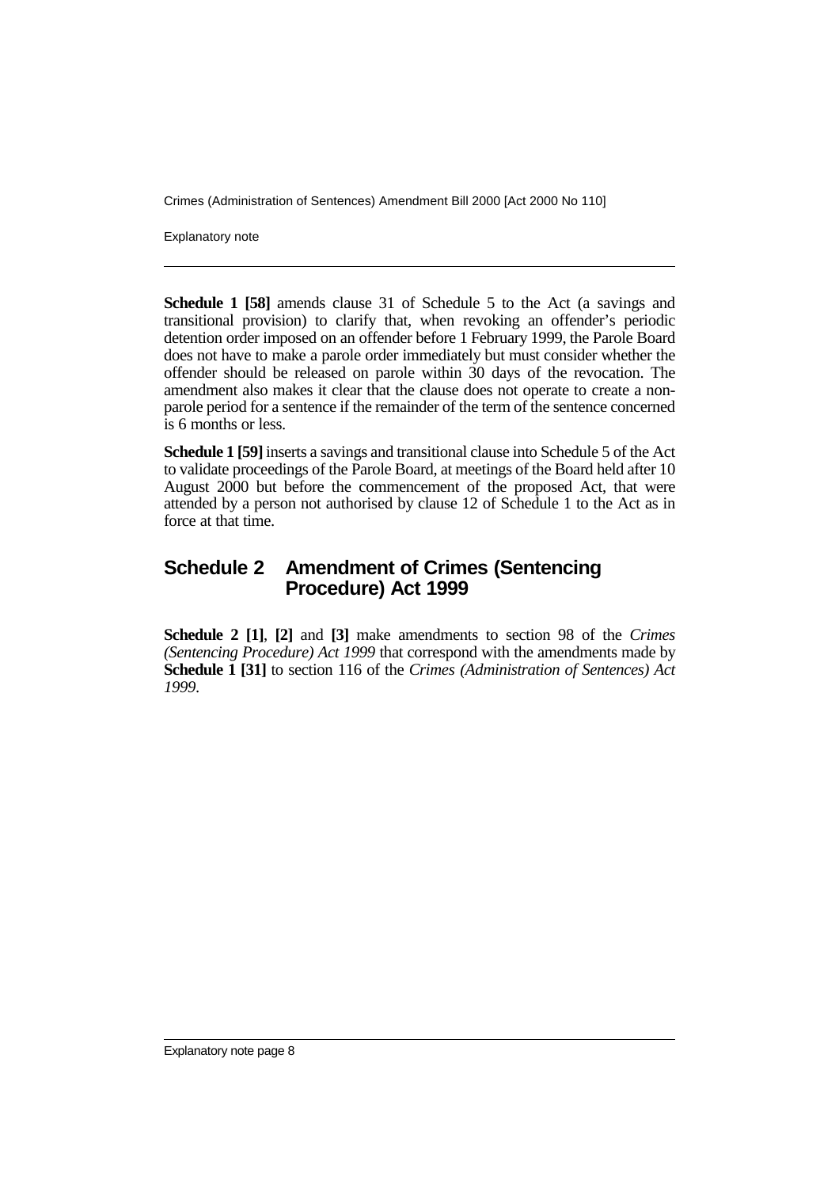**Schedule 1 [58]** amends clause 31 of Schedule 5 to the Act (a savings and transitional provision) to clarify that, when revoking an offender's periodic detention order imposed on an offender before 1 February 1999, the Parole Board does not have to make a parole order immediately but must consider whether the offender should be released on parole within 30 days of the revocation. The amendment also makes it clear that the clause does not operate to create a non-parole period for a sentence if the remainder of the term of the sentence concerned is 6 months or less.

**Schedule 1 [59]** inserts a savings and transitional clause into Schedule 5 of the Act to validate proceedings of the Parole Board, at meetings of the Board held after 10 August 2000 but before the commencement of the proposed Act, that were attended by a person not authorised by clause 12 of Schedule 1 to the Act as in force at that time.

## Schedule 2 Amendment of Crimes (Sentencing Procedure) Act 1999

**Schedule 2 [1]**, **[2]** and **[3]** make amendments to section 98 of the *Crimes (Sentencing Procedure) Act 1999* that correspond with the amendments made by **Schedule 1 [31]** to section 116 of the *Crimes (Administration of Sentences) Act 1999*.